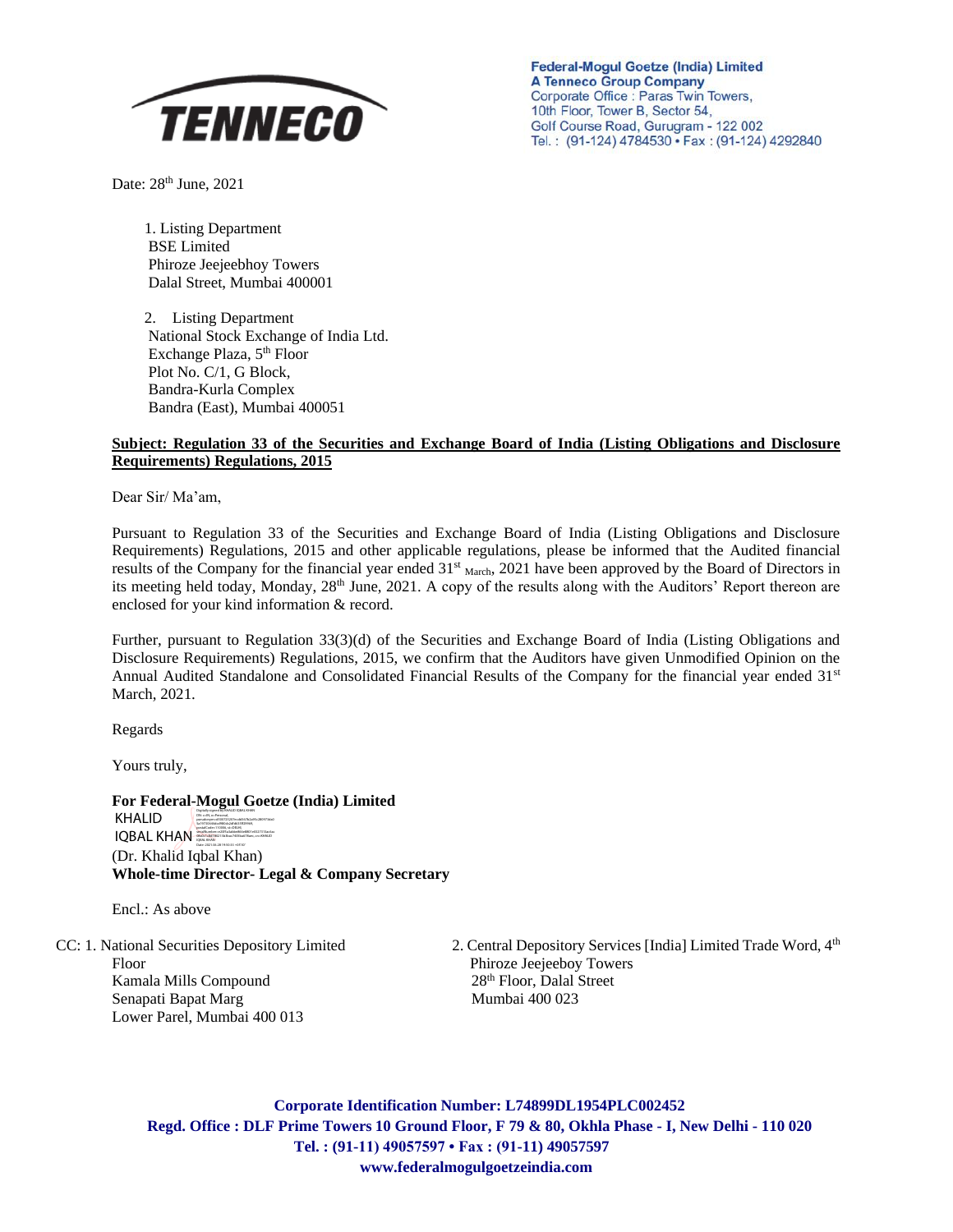**TENNECO**

**Federal-Mogul Goetze (India) Limited**
**A Tenneco Group Company**
Corporate Office : Paras Twin Towers,
10th Floor, Tower B, Sector 54,
Golf Course Road, Gurugram - 122 002
Tel. : (91-124) 4784530 • Fax : (91-124) 4292840

Date: 28th June, 2021

1. Listing Department
   BSE Limited
   Phiroze Jeejeebhoy Towers
   Dalal Street, Mumbai 400001

2. Listing Department
   National Stock Exchange of India Ltd.
   Exchange Plaza, 5th Floor
   Plot No. C/1, G Block,
   Bandra-Kurla Complex
   Bandra (East), Mumbai 400051

**Subject: Regulation 33 of the Securities and Exchange Board of India (Listing Obligations and Disclosure Requirements) Regulations, 2015**

Dear Sir/ Ma'am,

Pursuant to Regulation 33 of the Securities and Exchange Board of India (Listing Obligations and Disclosure Requirements) Regulations, 2015 and other applicable regulations, please be informed that the Audited financial results of the Company for the financial year ended 31st March, 2021 have been approved by the Board of Directors in its meeting held today, Monday, 28th June, 2021. A copy of the results along with the Auditors' Report thereon are enclosed for your kind information & record.

Further, pursuant to Regulation 33(3)(d) of the Securities and Exchange Board of India (Listing Obligations and Disclosure Requirements) Regulations, 2015, we confirm that the Auditors have given Unmodified Opinion on the Annual Audited Standalone and Consolidated Financial Results of the Company for the financial year ended 31st March, 2021.

Regards

Yours truly,

**For Federal-Mogul Goetze (India) Limited**

KHALID IQBAL KHAN (Digitally signed)

(Dr. Khalid Iqbal Khan)
**Whole-time Director- Legal & Company Secretary**

Encl.: As above

CC: 1. National Securities Depository Limited
Floor
Kamala Mills Compound
Senapati Bapat Marg
Lower Parel, Mumbai 400 013

2. Central Depository Services [India] Limited Trade Word, 4th
Phiroze Jeejeeboy Towers
28th Floor, Dalal Street
Mumbai 400 023

**Corporate Identification Number: L74899DL1954PLC002452**
**Regd. Office : DLF Prime Towers 10 Ground Floor, F 79 & 80, Okhla Phase - I, New Delhi - 110 020**
**Tel. : (91-11) 49057597 • Fax : (91-11) 49057597**
**www.federalmogulgoetzeindia.com**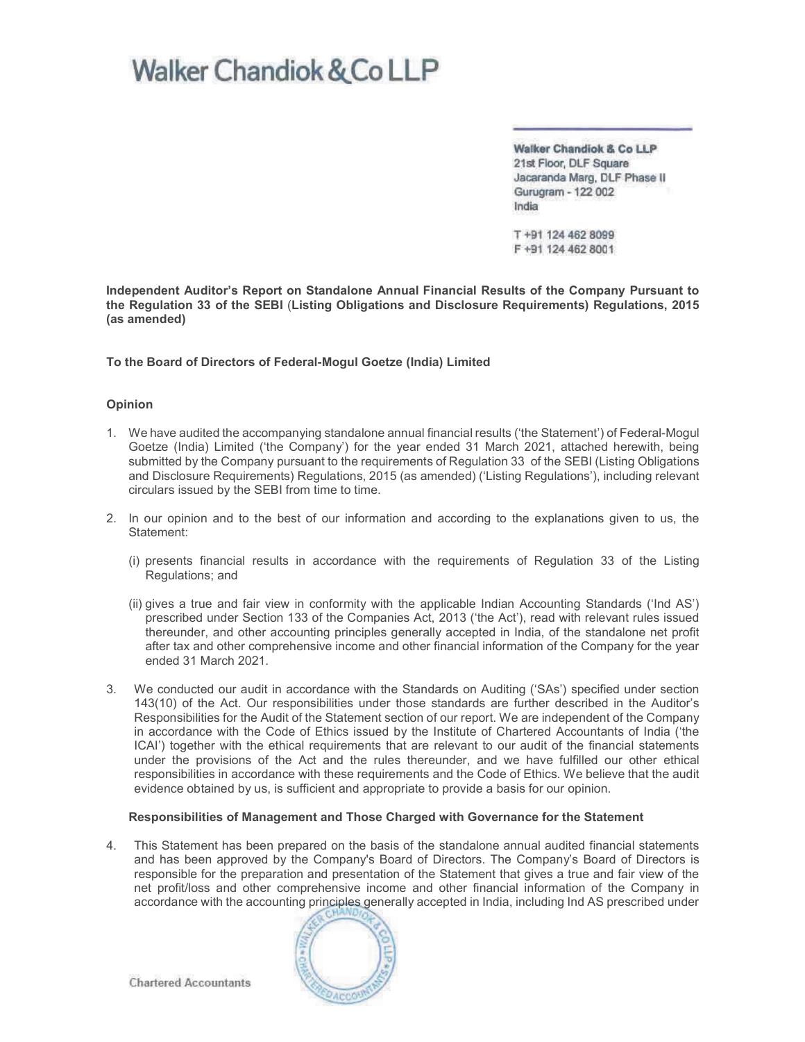# Walker Chandiok & Co LLP

Walker Chandiok & Co LLP
21st Floor, DLF Square
Jacaranda Marg, DLF Phase II
Gurugram - 122 002
India

T +91 124 462 8099
F +91 124 462 8001

**Independent Auditor's Report on Standalone Annual Financial Results of the Company Pursuant to the Regulation 33 of the SEBI (Listing Obligations and Disclosure Requirements) Regulations, 2015 (as amended)**

**To the Board of Directors of Federal-Mogul Goetze (India) Limited**

**Opinion**

1. We have audited the accompanying standalone annual financial results ('the Statement') of Federal-Mogul Goetze (India) Limited ('the Company') for the year ended 31 March 2021, attached herewith, being submitted by the Company pursuant to the requirements of Regulation 33 of the SEBI (Listing Obligations and Disclosure Requirements) Regulations, 2015 (as amended) ('Listing Regulations'), including relevant circulars issued by the SEBI from time to time.

2. In our opinion and to the best of our information and according to the explanations given to us, the Statement:

   (i) presents financial results in accordance with the requirements of Regulation 33 of the Listing Regulations; and

   (ii) gives a true and fair view in conformity with the applicable Indian Accounting Standards ('Ind AS') prescribed under Section 133 of the Companies Act, 2013 ('the Act'), read with relevant rules issued thereunder, and other accounting principles generally accepted in India, of the standalone net profit after tax and other comprehensive income and other financial information of the Company for the year ended 31 March 2021.

3. We conducted our audit in accordance with the Standards on Auditing ('SAs') specified under section 143(10) of the Act. Our responsibilities under those standards are further described in the Auditor's Responsibilities for the Audit of the Statement section of our report. We are independent of the Company in accordance with the Code of Ethics issued by the Institute of Chartered Accountants of India ('the ICAI') together with the ethical requirements that are relevant to our audit of the financial statements under the provisions of the Act and the rules thereunder, and we have fulfilled our other ethical responsibilities in accordance with these requirements and the Code of Ethics. We believe that the audit evidence obtained by us, is sufficient and appropriate to provide a basis for our opinion.

**Responsibilities of Management and Those Charged with Governance for the Statement**

4. This Statement has been prepared on the basis of the standalone annual audited financial statements and has been approved by the Company's Board of Directors. The Company's Board of Directors is responsible for the preparation and presentation of the Statement that gives a true and fair view of the net profit/loss and other comprehensive income and other financial information of the Company in accordance with the accounting principles generally accepted in India, including Ind AS prescribed under

Chartered Accountants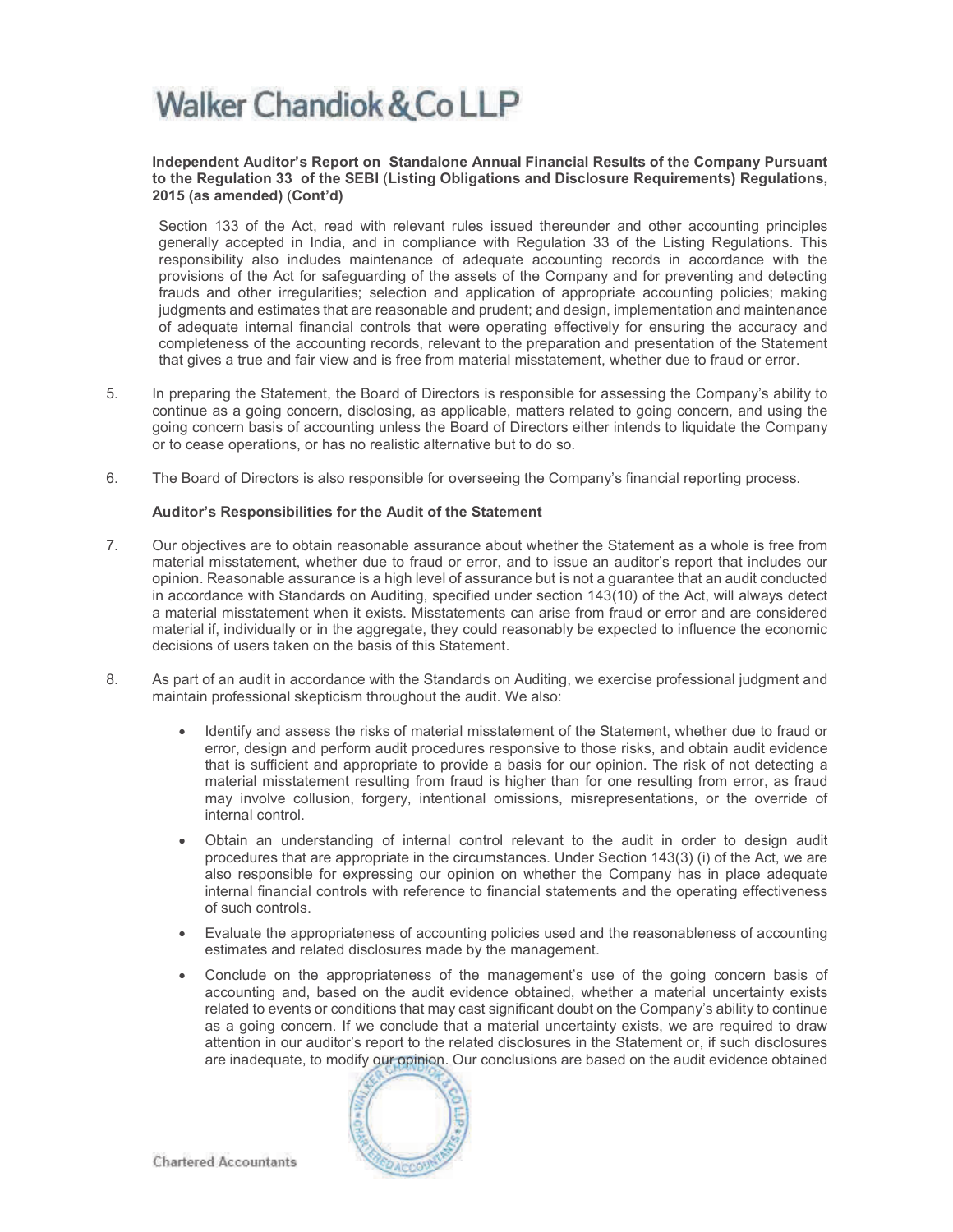**Independent Auditor's Report on Standalone Annual Financial Results of the Company Pursuant to the Regulation 33 of the SEBI (Listing Obligations and Disclosure Requirements) Regulations, 2015 (as amended) (Cont'd)**

Section 133 of the Act, read with relevant rules issued thereunder and other accounting principles generally accepted in India, and in compliance with Regulation 33 of the Listing Regulations. This responsibility also includes maintenance of adequate accounting records in accordance with the provisions of the Act for safeguarding of the assets of the Company and for preventing and detecting frauds and other irregularities; selection and application of appropriate accounting policies; making judgments and estimates that are reasonable and prudent; and design, implementation and maintenance of adequate internal financial controls that were operating effectively for ensuring the accuracy and completeness of the accounting records, relevant to the preparation and presentation of the Statement that gives a true and fair view and is free from material misstatement, whether due to fraud or error.

5. In preparing the Statement, the Board of Directors is responsible for assessing the Company's ability to continue as a going concern, disclosing, as applicable, matters related to going concern, and using the going concern basis of accounting unless the Board of Directors either intends to liquidate the Company or to cease operations, or has no realistic alternative but to do so.

6. The Board of Directors is also responsible for overseeing the Company's financial reporting process.

**Auditor's Responsibilities for the Audit of the Statement**

7. Our objectives are to obtain reasonable assurance about whether the Statement as a whole is free from material misstatement, whether due to fraud or error, and to issue an auditor's report that includes our opinion. Reasonable assurance is a high level of assurance but is not a guarantee that an audit conducted in accordance with Standards on Auditing, specified under section 143(10) of the Act, will always detect a material misstatement when it exists. Misstatements can arise from fraud or error and are considered material if, individually or in the aggregate, they could reasonably be expected to influence the economic decisions of users taken on the basis of this Statement.

8. As part of an audit in accordance with the Standards on Auditing, we exercise professional judgment and maintain professional skepticism throughout the audit. We also:

   - Identify and assess the risks of material misstatement of the Statement, whether due to fraud or error, design and perform audit procedures responsive to those risks, and obtain audit evidence that is sufficient and appropriate to provide a basis for our opinion. The risk of not detecting a material misstatement resulting from fraud is higher than for one resulting from error, as fraud may involve collusion, forgery, intentional omissions, misrepresentations, or the override of internal control.
   - Obtain an understanding of internal control relevant to the audit in order to design audit procedures that are appropriate in the circumstances. Under Section 143(3) (i) of the Act, we are also responsible for expressing our opinion on whether the Company has in place adequate internal financial controls with reference to financial statements and the operating effectiveness of such controls.
   - Evaluate the appropriateness of accounting policies used and the reasonableness of accounting estimates and related disclosures made by the management.
   - Conclude on the appropriateness of the management's use of the going concern basis of accounting and, based on the audit evidence obtained, whether a material uncertainty exists related to events or conditions that may cast significant doubt on the Company's ability to continue as a going concern. If we conclude that a material uncertainty exists, we are required to draw attention in our auditor's report to the related disclosures in the Statement or, if such disclosures are inadequate, to modify our opinion. Our conclusions are based on the audit evidence obtained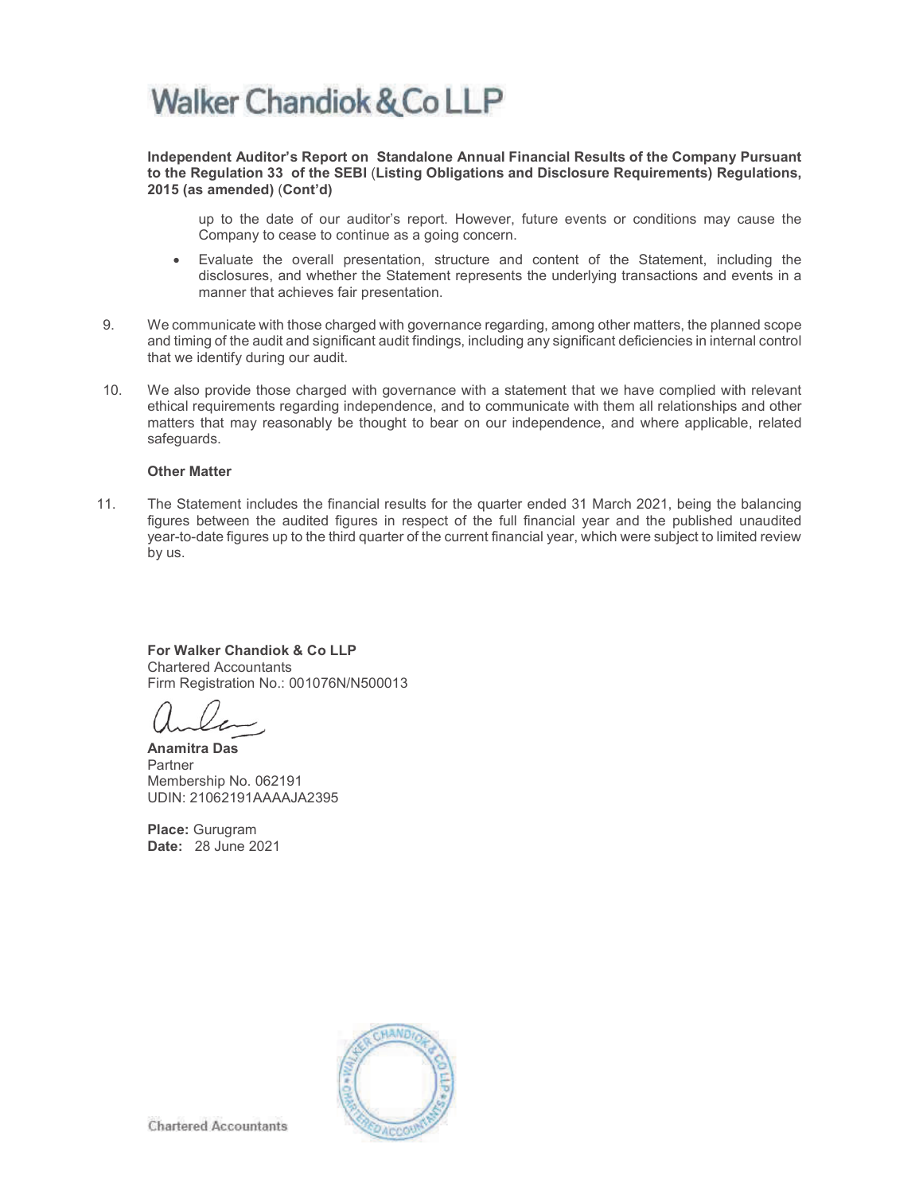**Independent Auditor's Report on Standalone Annual Financial Results of the Company Pursuant to the Regulation 33 of the SEBI (Listing Obligations and Disclosure Requirements) Regulations, 2015 (as amended) (Cont'd)**

up to the date of our auditor's report. However, future events or conditions may cause the Company to cease to continue as a going concern.

- Evaluate the overall presentation, structure and content of the Statement, including the disclosures, and whether the Statement represents the underlying transactions and events in a manner that achieves fair presentation.

9. We communicate with those charged with governance regarding, among other matters, the planned scope and timing of the audit and significant audit findings, including any significant deficiencies in internal control that we identify during our audit.

10. We also provide those charged with governance with a statement that we have complied with relevant ethical requirements regarding independence, and to communicate with them all relationships and other matters that may reasonably be thought to bear on our independence, and where applicable, related safeguards.

**Other Matter**

11. The Statement includes the financial results for the quarter ended 31 March 2021, being the balancing figures between the audited figures in respect of the full financial year and the published unaudited year-to-date figures up to the third quarter of the current financial year, which were subject to limited review by us.

**For Walker Chandiok & Co LLP**
Chartered Accountants
Firm Registration No.: 001076N/N500013

**Anamitra Das**
Partner
Membership No. 062191
UDIN: 21062191AAAAJA2395

**Place:** Gurugram
**Date:** 28 June 2021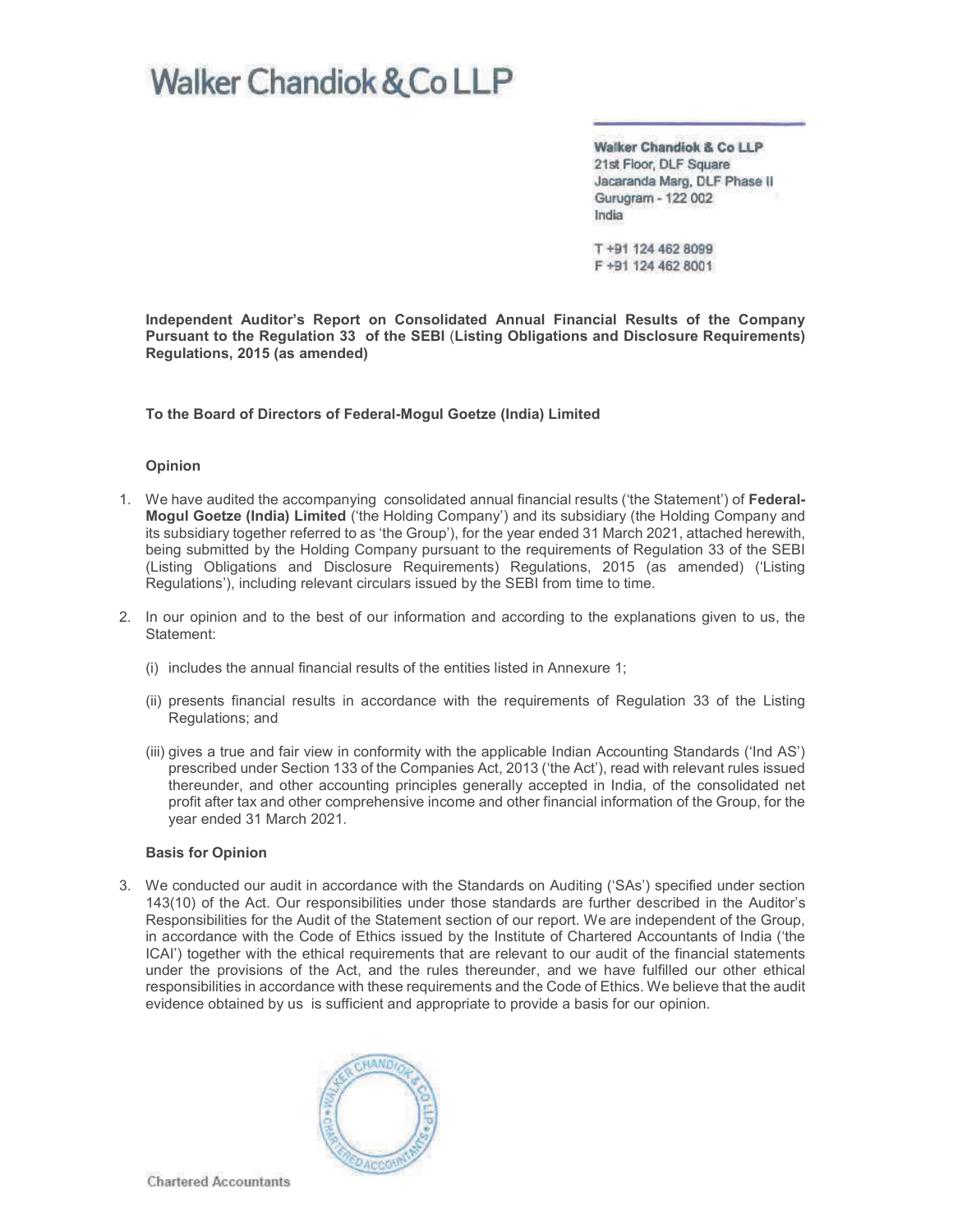# Walker Chandiok & Co LLP

**Walker Chandiok & Co LLP**
21st Floor, DLF Square
Jacaranda Marg, DLF Phase II
Gurugram - 122 002
India

T +91 124 462 8099
F +91 124 462 8001

**Independent Auditor's Report on Consolidated Annual Financial Results of the Company Pursuant to the Regulation 33 of the SEBI (Listing Obligations and Disclosure Requirements) Regulations, 2015 (as amended)**

**To the Board of Directors of Federal-Mogul Goetze (India) Limited**

**Opinion**

1. We have audited the accompanying consolidated annual financial results ('the Statement') of **Federal-Mogul Goetze (India) Limited** ('the Holding Company') and its subsidiary (the Holding Company and its subsidiary together referred to as 'the Group'), for the year ended 31 March 2021, attached herewith, being submitted by the Holding Company pursuant to the requirements of Regulation 33 of the SEBI (Listing Obligations and Disclosure Requirements) Regulations, 2015 (as amended) ('Listing Regulations'), including relevant circulars issued by the SEBI from time to time.

2. In our opinion and to the best of our information and according to the explanations given to us, the Statement:

   (i) includes the annual financial results of the entities listed in Annexure 1;

   (ii) presents financial results in accordance with the requirements of Regulation 33 of the Listing Regulations; and

   (iii) gives a true and fair view in conformity with the applicable Indian Accounting Standards ('Ind AS') prescribed under Section 133 of the Companies Act, 2013 ('the Act'), read with relevant rules issued thereunder, and other accounting principles generally accepted in India, of the consolidated net profit after tax and other comprehensive income and other financial information of the Group, for the year ended 31 March 2021.

**Basis for Opinion**

3. We conducted our audit in accordance with the Standards on Auditing ('SAs') specified under section 143(10) of the Act. Our responsibilities under those standards are further described in the Auditor's Responsibilities for the Audit of the Statement section of our report. We are independent of the Group, in accordance with the Code of Ethics issued by the Institute of Chartered Accountants of India ('the ICAI') together with the ethical requirements that are relevant to our audit of the financial statements under the provisions of the Act, and the rules thereunder, and we have fulfilled our other ethical responsibilities in accordance with these requirements and the Code of Ethics. We believe that the audit evidence obtained by us is sufficient and appropriate to provide a basis for our opinion.

Chartered Accountants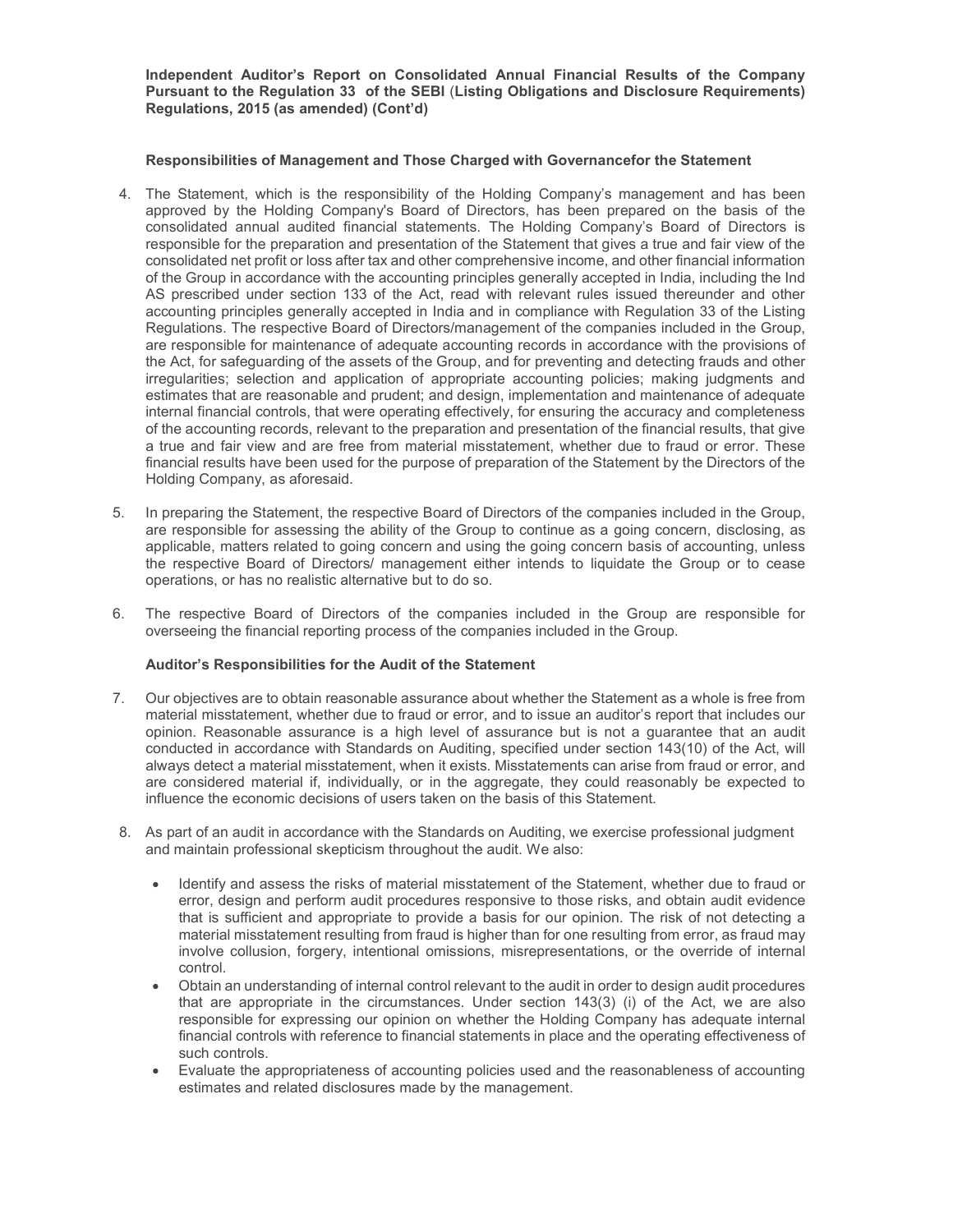**Independent Auditor's Report on Consolidated Annual Financial Results of the Company Pursuant to the Regulation 33 of the SEBI (Listing Obligations and Disclosure Requirements) Regulations, 2015 (as amended) (Cont'd)**

**Responsibilities of Management and Those Charged with Governancefor the Statement**

4. The Statement, which is the responsibility of the Holding Company's management and has been approved by the Holding Company's Board of Directors, has been prepared on the basis of the consolidated annual audited financial statements. The Holding Company's Board of Directors is responsible for the preparation and presentation of the Statement that gives a true and fair view of the consolidated net profit or loss after tax and other comprehensive income, and other financial information of the Group in accordance with the accounting principles generally accepted in India, including the Ind AS prescribed under section 133 of the Act, read with relevant rules issued thereunder and other accounting principles generally accepted in India and in compliance with Regulation 33 of the Listing Regulations. The respective Board of Directors/management of the companies included in the Group, are responsible for maintenance of adequate accounting records in accordance with the provisions of the Act, for safeguarding of the assets of the Group, and for preventing and detecting frauds and other irregularities; selection and application of appropriate accounting policies; making judgments and estimates that are reasonable and prudent; and design, implementation and maintenance of adequate internal financial controls, that were operating effectively, for ensuring the accuracy and completeness of the accounting records, relevant to the preparation and presentation of the financial results, that give a true and fair view and are free from material misstatement, whether due to fraud or error. These financial results have been used for the purpose of preparation of the Statement by the Directors of the Holding Company, as aforesaid.

5. In preparing the Statement, the respective Board of Directors of the companies included in the Group, are responsible for assessing the ability of the Group to continue as a going concern, disclosing, as applicable, matters related to going concern and using the going concern basis of accounting, unless the respective Board of Directors/ management either intends to liquidate the Group or to cease operations, or has no realistic alternative but to do so.

6. The respective Board of Directors of the companies included in the Group are responsible for overseeing the financial reporting process of the companies included in the Group.

**Auditor's Responsibilities for the Audit of the Statement**

7. Our objectives are to obtain reasonable assurance about whether the Statement as a whole is free from material misstatement, whether due to fraud or error, and to issue an auditor's report that includes our opinion. Reasonable assurance is a high level of assurance but is not a guarantee that an audit conducted in accordance with Standards on Auditing, specified under section 143(10) of the Act, will always detect a material misstatement, when it exists. Misstatements can arise from fraud or error, and are considered material if, individually, or in the aggregate, they could reasonably be expected to influence the economic decisions of users taken on the basis of this Statement.

8. As part of an audit in accordance with the Standards on Auditing, we exercise professional judgment and maintain professional skepticism throughout the audit. We also:

   - Identify and assess the risks of material misstatement of the Statement, whether due to fraud or error, design and perform audit procedures responsive to those risks, and obtain audit evidence that is sufficient and appropriate to provide a basis for our opinion. The risk of not detecting a material misstatement resulting from fraud is higher than for one resulting from error, as fraud may involve collusion, forgery, intentional omissions, misrepresentations, or the override of internal control.
   - Obtain an understanding of internal control relevant to the audit in order to design audit procedures that are appropriate in the circumstances. Under section 143(3) (i) of the Act, we are also responsible for expressing our opinion on whether the Holding Company has adequate internal financial controls with reference to financial statements in place and the operating effectiveness of such controls.
   - Evaluate the appropriateness of accounting policies used and the reasonableness of accounting estimates and related disclosures made by the management.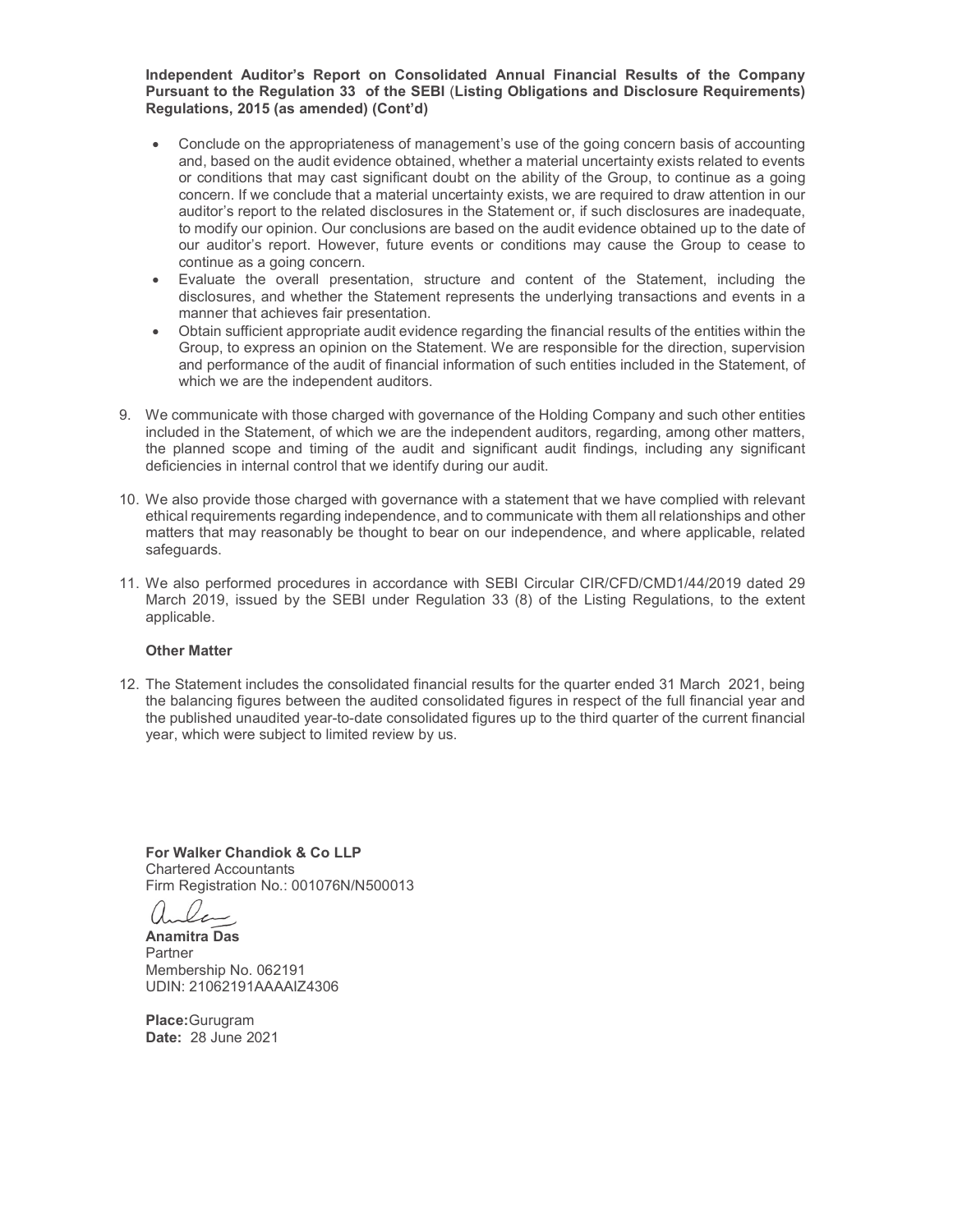**Independent Auditor's Report on Consolidated Annual Financial Results of the Company Pursuant to the Regulation 33 of the SEBI (Listing Obligations and Disclosure Requirements) Regulations, 2015 (as amended) (Cont'd)**

- Conclude on the appropriateness of management's use of the going concern basis of accounting and, based on the audit evidence obtained, whether a material uncertainty exists related to events or conditions that may cast significant doubt on the ability of the Group, to continue as a going concern. If we conclude that a material uncertainty exists, we are required to draw attention in our auditor's report to the related disclosures in the Statement or, if such disclosures are inadequate, to modify our opinion. Our conclusions are based on the audit evidence obtained up to the date of our auditor's report. However, future events or conditions may cause the Group to cease to continue as a going concern.
- Evaluate the overall presentation, structure and content of the Statement, including the disclosures, and whether the Statement represents the underlying transactions and events in a manner that achieves fair presentation.
- Obtain sufficient appropriate audit evidence regarding the financial results of the entities within the Group, to express an opinion on the Statement. We are responsible for the direction, supervision and performance of the audit of financial information of such entities included in the Statement, of which we are the independent auditors.

9. We communicate with those charged with governance of the Holding Company and such other entities included in the Statement, of which we are the independent auditors, regarding, among other matters, the planned scope and timing of the audit and significant audit findings, including any significant deficiencies in internal control that we identify during our audit.

10. We also provide those charged with governance with a statement that we have complied with relevant ethical requirements regarding independence, and to communicate with them all relationships and other matters that may reasonably be thought to bear on our independence, and where applicable, related safeguards.

11. We also performed procedures in accordance with SEBI Circular CIR/CFD/CMD1/44/2019 dated 29 March 2019, issued by the SEBI under Regulation 33 (8) of the Listing Regulations, to the extent applicable.

**Other Matter**

12. The Statement includes the consolidated financial results for the quarter ended 31 March 2021, being the balancing figures between the audited consolidated figures in respect of the full financial year and the published unaudited year-to-date consolidated figures up to the third quarter of the current financial year, which were subject to limited review by us.

**For Walker Chandiok & Co LLP**
Chartered Accountants
Firm Registration No.: 001076N/N500013

**Anamitra Das**
Partner
Membership No. 062191
UDIN: 21062191AAAAIZ4306

**Place:** Gurugram
**Date:** 28 June 2021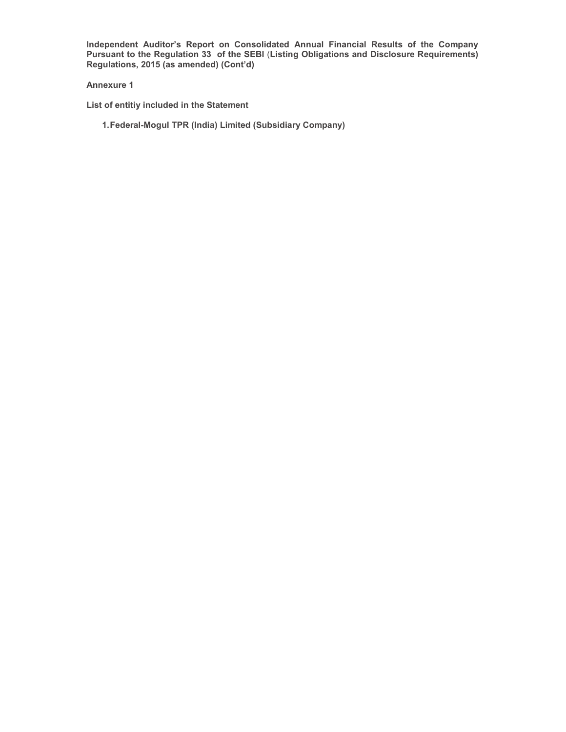**Independent Auditor's Report on Consolidated Annual Financial Results of the Company Pursuant to the Regulation 33 of the SEBI (Listing Obligations and Disclosure Requirements) Regulations, 2015 (as amended) (Cont'd)**

**Annexure 1**

**List of entitiy included in the Statement**

1. **Federal-Mogul TPR (India) Limited (Subsidiary Company)**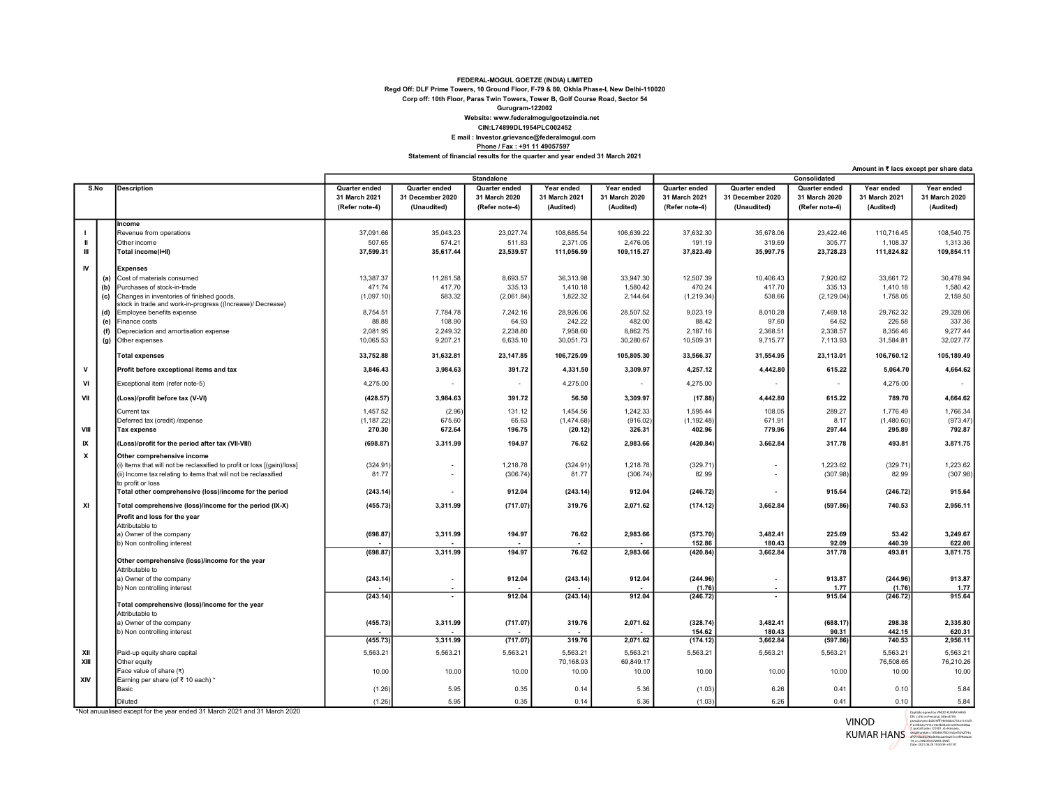**FEDERAL-MOGUL GOETZE (INDIA) LIMITED**
**Regd Off: DLF Prime Towers, 10 Ground Floor, F-79 & 80, Okhla Phase-I, New Delhi-110020**
**Corp off: 10th Floor, Paras Twin Towers, Tower B, Golf Course Road, Sector 54**
**Gurugram-122002**
**Website: www.federalmogulgoetzeindia.net**
**CIN:L74899DL1954PLC002452**
**E mail : Investor.grievance@federalmogul.com**
**Phone / Fax : +91 11 49057597**
**Statement of financial results for the quarter and year ended 31 March 2021**

Amount in ₹ lacs except per share data

| S.No | | Description | Standalone | | | | | Consolidated | | | | |
|---|---|---|---|---|---|---|---|---|---|---|---|---|
| | | | Quarter ended 31 March 2021 (Refer note-4) | Quarter ended 31 December 2020 (Unaudited) | Quarter ended 31 March 2020 (Refer note-4) | Year ended 31 March 2021 (Audited) | Year ended 31 March 2020 (Audited) | Quarter ended 31 March 2021 (Refer note-4) | Quarter ended 31 December 2020 (Unaudited) | Quarter ended 31 March 2020 (Refer note-4) | Year ended 31 March 2021 (Audited) | Year ended 31 March 2020 (Audited) |
| | | **Income** | | | | | | | | | | |
| I | | Revenue from operations | 37,091.66 | 35,043.23 | 23,027.74 | 108,685.54 | 106,639.22 | 37,632.30 | 35,678.06 | 23,422.46 | 110,716.45 | 108,540.75 |
| II | | Other income | 507.65 | 574.21 | 511.83 | 2,371.05 | 2,476.05 | 191.19 | 319.69 | 305.77 | 1,108.37 | 1,313.36 |
| III | | **Total income(I+II)** | **37,599.31** | **35,617.44** | **23,539.57** | **111,056.59** | **109,115.27** | **37,823.49** | **35,997.75** | **23,728.23** | **111,824.82** | **109,854.11** |
| IV | | **Expenses** | | | | | | | | | | |
| | (a) | Cost of materials consumed | 13,387.37 | 11,281.58 | 8,693.57 | 36,313.98 | 33,947.30 | 12,507.39 | 10,406.43 | 7,920.62 | 33,661.72 | 30,478.94 |
| | (b) | Purchases of stock-in-trade | 471.74 | 417.70 | 335.13 | 1,410.18 | 1,580.42 | 470.24 | 417.70 | 335.13 | 1,410.18 | 1,580.42 |
| | (c) | Changes in inventories of finished goods, stock in trade and work-in-progress ((Increase)/ Decrease) | (1,097.10) | 583.32 | (2,061.84) | 1,822.32 | 2,144.64 | (1,219.34) | 538.66 | (2,129.04) | 1,758.05 | 2,159.50 |
| | (d) | Employee benefits expense | 8,754.51 | 7,784.78 | 7,242.16 | 28,926.06 | 28,507.52 | 9,023.19 | 8,010.28 | 7,469.18 | 29,762.32 | 29,328.06 |
| | (e) | Finance costs | 88.88 | 108.90 | 64.93 | 242.22 | 482.00 | 88.42 | 97.60 | 64.62 | 226.58 | 337.36 |
| | (f) | Depreciation and amortisation expense | 2,081.95 | 2,249.32 | 2,238.80 | 7,958.60 | 8,862.75 | 2,187.16 | 2,368.51 | 2,338.57 | 8,356.46 | 9,277.44 |
| | (g) | Other expenses | 10,065.53 | 9,207.21 | 6,635.10 | 30,051.73 | 30,280.67 | 10,509.31 | 9,715.77 | 7,113.93 | 31,584.81 | 32,027.77 |
| | | **Total expenses** | **33,752.88** | **31,632.81** | **23,147.85** | **106,725.09** | **105,805.30** | **33,566.37** | **31,554.95** | **23,113.01** | **106,760.12** | **105,189.49** |
| V | | **Profit before exceptional items and tax** | **3,846.43** | **3,984.63** | **391.72** | **4,331.50** | **3,309.97** | **4,257.12** | **4,442.80** | **615.22** | **5,064.70** | **4,664.62** |
| VI | | Exceptional item (refer note-5) | 4,275.00 | - | - | 4,275.00 | - | 4,275.00 | - | - | 4,275.00 | - |
| VII | | **(Loss)/profit before tax (V-VI)** | **(428.57)** | **3,984.63** | **391.72** | **56.50** | **3,309.97** | **(17.88)** | **4,442.80** | **615.22** | **789.70** | **4,664.62** |
| | | Current tax | 1,457.52 | (2.96) | 131.12 | 1,454.56 | 1,242.33 | 1,595.44 | 108.05 | 289.27 | 1,776.49 | 1,766.34 |
| | | Deferred tax (credit) /expense | (1,187.22) | 675.60 | 65.63 | (1,474.68) | (916.02) | (1,192.48) | 671.91 | 8.17 | (1,480.60) | (973.47) |
| VIII | | **Tax expense** | **270.30** | **672.64** | **196.75** | **(20.12)** | **326.31** | **402.96** | **779.96** | **297.44** | **295.89** | **792.87** |
| IX | | **(Loss)/profit for the period after tax (VII-VIII)** | **(698.87)** | **3,311.99** | **194.97** | **76.62** | **2,983.66** | **(420.84)** | **3,662.84** | **317.78** | **493.81** | **3,871.75** |
| X | | **Other comprehensive income** | | | | | | | | | | |
| | | (i) Items that will not be reclassified to profit or loss [(gain)/loss] | (324.91) | - | 1,218.78 | (324.91) | 1,218.78 | (329.71) | - | 1,223.62 | (329.71) | 1,223.62 |
| | | (ii) Income tax relating to items that will not be reclassified to profit or loss | 81.77 | - | (306.74) | 81.77 | (306.74) | 82.99 | - | (307.98) | 82.99 | (307.98) |
| | | **Total other comprehensive (loss)/income for the period** | **(243.14)** | **-** | **912.04** | **(243.14)** | **912.04** | **(246.72)** | **-** | **915.64** | **(246.72)** | **915.64** |
| XI | | **Total comprehensive (loss)/income for the period (IX-X)** | **(455.73)** | **3,311.99** | **(717.07)** | **319.76** | **2,071.62** | **(174.12)** | **3,662.84** | **(597.86)** | **740.53** | **2,956.11** |
| | | **Profit and loss for the year** | | | | | | | | | | |
| | | Attributable to | | | | | | | | | | |
| | | a) Owner of the company | **(698.87)** | **3,311.99** | **194.97** | **76.62** | **2,983.66** | **(573.70)** | **3,482.41** | **225.69** | **53.42** | **3,249.67** |
| | | b) Non controlling interest | **-** | **-** | **-** | **-** | **-** | **152.86** | **180.43** | **92.09** | **440.39** | **622.08** |
| | | | **(698.87)** | **3,311.99** | **194.97** | **76.62** | **2,983.66** | **(420.84)** | **3,662.84** | **317.78** | **493.81** | **3,871.75** |
| | | **Other comprehensive (loss)/income for the year** | | | | | | | | | | |
| | | Attributable to | | | | | | | | | | |
| | | a) Owner of the company | **(243.14)** | **-** | **912.04** | **(243.14)** | **912.04** | **(244.96)** | **-** | **913.87** | **(244.96)** | **913.87** |
| | | b) Non controlling interest | **-** | **-** | **-** | **-** | **-** | **(1.76)** | **-** | **1.77** | **(1.76)** | **1.77** |
| | | | **(243.14)** | **-** | **912.04** | **(243.14)** | **912.04** | **(246.72)** | **-** | **915.64** | **(246.72)** | **915.64** |
| | | **Total comprehensive (loss)/income for the year** | | | | | | | | | | |
| | | Attributable to | | | | | | | | | | |
| | | a) Owner of the company | **(455.73)** | **3,311.99** | **(717.07)** | **319.76** | **2,071.62** | **(328.74)** | **3,482.41** | **(688.17)** | **298.38** | **2,335.80** |
| | | b) Non controlling interest | **-** | **-** | **-** | **-** | **-** | **154.62** | **180.43** | **90.31** | **442.15** | **620.31** |
| | | | **(455.73)** | **3,311.99** | **(717.07)** | **319.76** | **2,071.62** | **(174.12)** | **3,662.84** | **(597.86)** | **740.53** | **2,956.11** |
| XII | | Paid-up equity share capital | 5,563.21 | 5,563.21 | 5,563.21 | 5,563.21 | 5,563.21 | 5,563.21 | 5,563.21 | 5,563.21 | 5,563.21 | 5,563.21 |
| XIII | | Other equity | | | | 70,168.93 | 69,849.17 | | | | 76,508.65 | 76,210.26 |
| | | Face value of share (₹) | 10.00 | 10.00 | 10.00 | 10.00 | 10.00 | 10.00 | 10.00 | 10.00 | 10.00 | 10.00 |
| XIV | | Earning per share (of ₹ 10 each) * | | | | | | | | | | |
| | | Basic | (1.26) | 5.95 | 0.35 | 0.14 | 5.36 | (1.03) | 6.26 | 0.41 | 0.10 | 5.84 |
| | | Diluted | (1.26) | 5.95 | 0.35 | 0.14 | 5.36 | (1.03) | 6.26 | 0.41 | 0.10 | 5.84 |

*Not anuualised except for the year ended 31 March 2021 and 31 March 2020

VINOD KUMAR HANS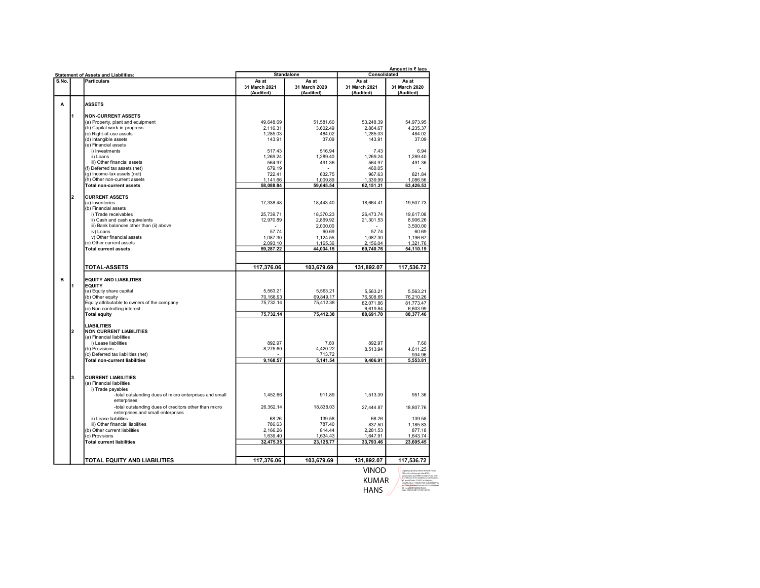Amount in ₹ lacs

**Statement of Assets and Liabilities:**

| S.No. | | Particulars | Standalone | | Consolidated | |
|---|---|---|---|---|---|---|
| | | | As at 31 March 2021 (Audited) | As at 31 March 2020 (Audited) | As at 31 March 2021 (Audited) | As at 31 March 2020 (Audited) |
| **A** | | **ASSETS** | | | | |
| | 1 | **NON-CURRENT ASSETS** | | | | |
| | | (a) Property, plant and equipment | 49,648.69 | 51,581.60 | 53,248.39 | 54,973.95 |
| | | (b) Capital work-in-progress | 2,116.31 | 3,602.49 | 2,864.67 | 4,235.37 |
| | | (c) Right-of-use assets | 1,285.03 | 484.02 | 1,285.03 | 484.02 |
| | | (d) Intangible assets | 143.91 | 37.09 | 143.91 | 37.09 |
| | | (e) Financial assets | | | | |
| | | i) Investments | 517.43 | 516.94 | 7.43 | 6.94 |
| | | ii) Loans | 1,269.24 | 1,289.40 | 1,269.24 | 1,289.40 |
| | | iii) Other financial assets | 564.97 | 491.36 | 564.97 | 491.36 |
| | | (f) Deferred tax assets (net) | 679.19 | - | 460.05 | - |
| | | (g) Income-tax assets (net) | 722.41 | 632.75 | 967.63 | 821.84 |
| | | (h) Other non-current assets | 1,141.66 | 1,009.89 | 1,339.99 | 1,086.56 |
| | | **Total non-current assets** | **58,088.84** | **59,645.54** | **62,151.31** | **63,426.53** |
| | 2 | **CURRENT ASSETS** | | | | |
| | | (a) Inventories | 17,338.48 | 18,443.40 | 18,664.41 | 19,507.73 |
| | | (b) Financial assets | | | | |
| | | i) Trade receivables | 25,739.71 | 18,370.23 | 26,473.74 | 19,617.08 |
| | | ii) Cash and cash equivalents | 12,970.89 | 2,869.92 | 21,301.53 | 8,906.26 |
| | | iii) Bank balances other than (ii) above | - | 2,000.00 | - | 3,500.00 |
| | | iv) Loans | 57.74 | 60.69 | 57.74 | 60.69 |
| | | v) Other financial assets | 1,087.30 | 1,124.55 | 1,087.30 | 1,196.67 |
| | | (c) Other current assets | 2,093.10 | 1,165.36 | 2,156.04 | 1,321.76 |
| | | **Total current assets** | **59,287.22** | **44,034.15** | **69,740.76** | **54,110.19** |
| | | **TOTAL-ASSETS** | **117,376.06** | **103,679.69** | **131,892.07** | **117,536.72** |
| **B** | | **EQUITY AND LIABILITIES** | | | | |
| | 1 | **EQUITY** | | | | |
| | | (a) Equity share capital | 5,563.21 | 5,563.21 | 5,563.21 | 5,563.21 |
| | | (b) Other equity | 70,168.93 | 69,849.17 | 76,508.65 | 76,210.26 |
| | | Equity attributable to owners of the company | 75,732.14 | 75,412.38 | 82,071.86 | 81,773.47 |
| | | (c) Non controlling interest | - | - | 6,619.84 | 6,603.99 |
| | | **Total equity** | **75,732.14** | **75,412.38** | **88,691.70** | **88,377.46** |
| | | **LIABILITIES** | | | | |
| | 2 | **NON CURRENT LIABILITIES** | | | | |
| | | (a) Financial liabilities | | | | |
| | | i) Lease liabilities | 892.97 | 7.60 | 892.97 | 7.60 |
| | | (b) Provisions | 8,275.60 | 4,420.22 | 8,513.94 | 4,611.25 |
| | | (c) Deferred tax liabilities (net) | - | 713.72 | - | 934.96 |
| | | **Total non-current liabilities** | **9,168.57** | **5,141.54** | **9,406.91** | **5,553.81** |
| | 3 | **CURRENT LIABILITIES** | | | | |
| | | (a) Financial liabilities | | | | |
| | | i) Trade payables | | | | |
| | | -total outstanding dues of micro enterprises and small enterprises | 1,452.66 | 911.89 | 1,513.39 | 951.36 |
| | | -total outstanding dues of creditors other than micro enterprises and small enterprises | 26,362.14 | 18,838.03 | 27,444.87 | 18,807.76 |
| | | ii) Lease liabilities | 68.26 | 139.58 | 68.26 | 139.58 |
| | | iii) Other financial liabilities | 786.63 | 787.40 | 837.50 | 1,185.83 |
| | | (b) Other current liabilities | 2,166.26 | 814.44 | 2,281.53 | 877.18 |
| | | (c) Provisions | 1,639.40 | 1,634.43 | 1,647.91 | 1,643.74 |
| | | **Total current liabilities** | **32,475.35** | **23,125.77** | **33,793.46** | **23,605.45** |
| | | **TOTAL EQUITY AND LIABILITIES** | **117,376.06** | **103,679.69** | **131,892.07** | **117,536.72** |

VINOD KUMAR HANS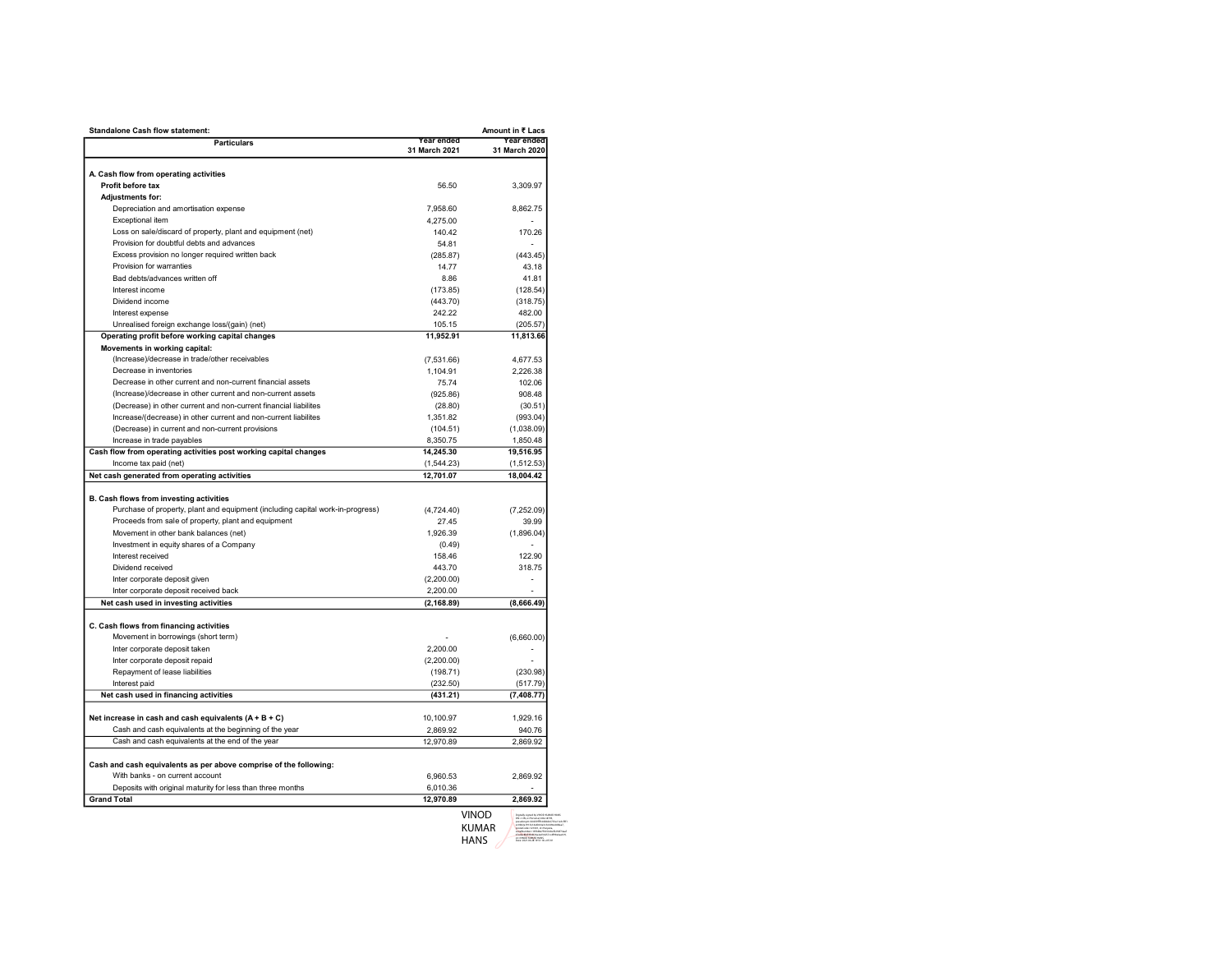**Standalone Cash flow statement:**

Amount in ₹ Lacs

| Particulars | Year ended 31 March 2021 | Year ended 31 March 2020 |
|---|---|---|
| **A. Cash flow from operating activities** | | |
| **Profit before tax** | 56.50 | 3,309.97 |
| **Adjustments for:** | | |
| Depreciation and amortisation expense | 7,958.60 | 8,862.75 |
| Exceptional item | 4,275.00 | - |
| Loss on sale/discard of property, plant and equipment (net) | 140.42 | 170.26 |
| Provision for doubtful debts and advances | 54.81 | - |
| Excess provision no longer required written back | (285.87) | (443.45) |
| Provision for warranties | 14.77 | 43.18 |
| Bad debts/advances written off | 8.86 | 41.81 |
| Interest income | (173.85) | (128.54) |
| Dividend income | (443.70) | (318.75) |
| Interest expense | 242.22 | 482.00 |
| Unrealised foreign exchange loss/(gain) (net) | 105.15 | (205.57) |
| **Operating profit before working capital changes** | **11,952.91** | **11,813.66** |
| **Movements in working capital:** | | |
| (Increase)/decrease in trade/other receivables | (7,531.66) | 4,677.53 |
| Decrease in inventories | 1,104.91 | 2,226.38 |
| Decrease in other current and non-current financial assets | 75.74 | 102.06 |
| (Increase)/decrease in other current and non-current assets | (925.86) | 908.48 |
| (Decrease) in other current and non-current financial liabilites | (28.80) | (30.51) |
| Increase/(decrease) in other current and non-current liabilites | 1,351.82 | (993.04) |
| (Decrease) in current and non-current provisions | (104.51) | (1,038.09) |
| Increase in trade payables | 8,350.75 | 1,850.48 |
| **Cash flow from operating activities post working capital changes** | **14,245.30** | **19,516.95** |
| Income tax paid (net) | (1,544.23) | (1,512.53) |
| **Net cash generated from operating activities** | **12,701.07** | **18,004.42** |
| | | |
| **B. Cash flows from investing activities** | | |
| Purchase of property, plant and equipment (including capital work-in-progress) | (4,724.40) | (7,252.09) |
| Proceeds from sale of property, plant and equipment | 27.45 | 39.99 |
| Movement in other bank balances (net) | 1,926.39 | (1,896.04) |
| Investment in equity shares of a Company | (0.49) | - |
| Interest received | 158.46 | 122.90 |
| Dividend received | 443.70 | 318.75 |
| Inter corporate deposit given | (2,200.00) | - |
| Inter corporate deposit received back | 2,200.00 | - |
| **Net cash used in investing activities** | **(2,168.89)** | **(8,666.49)** |
| | | |
| **C. Cash flows from financing activities** | | |
| Movement in borrowings (short term) | - | (6,660.00) |
| Inter corporate deposit taken | 2,200.00 | - |
| Inter corporate deposit repaid | (2,200.00) | - |
| Repayment of lease liabilities | (198.71) | (230.98) |
| Interest paid | (232.50) | (517.79) |
| **Net cash used in financing activities** | **(431.21)** | **(7,408.77)** |
| | | |
| **Net increase in cash and cash equivalents (A + B + C)** | 10,100.97 | 1,929.16 |
| Cash and cash equivalents at the beginning of the year | 2,869.92 | 940.76 |
| Cash and cash equivalents at the end of the year | 12,970.89 | 2,869.92 |
| | | |
| **Cash and cash equivalents as per above comprise of the following:** | | |
| With banks - on current account | 6,960.53 | 2,869.92 |
| Deposits with original maturity for less than three months | 6,010.36 | - |
| **Grand Total** | **12,970.89** | **2,869.92** |

VINOD KUMAR HANS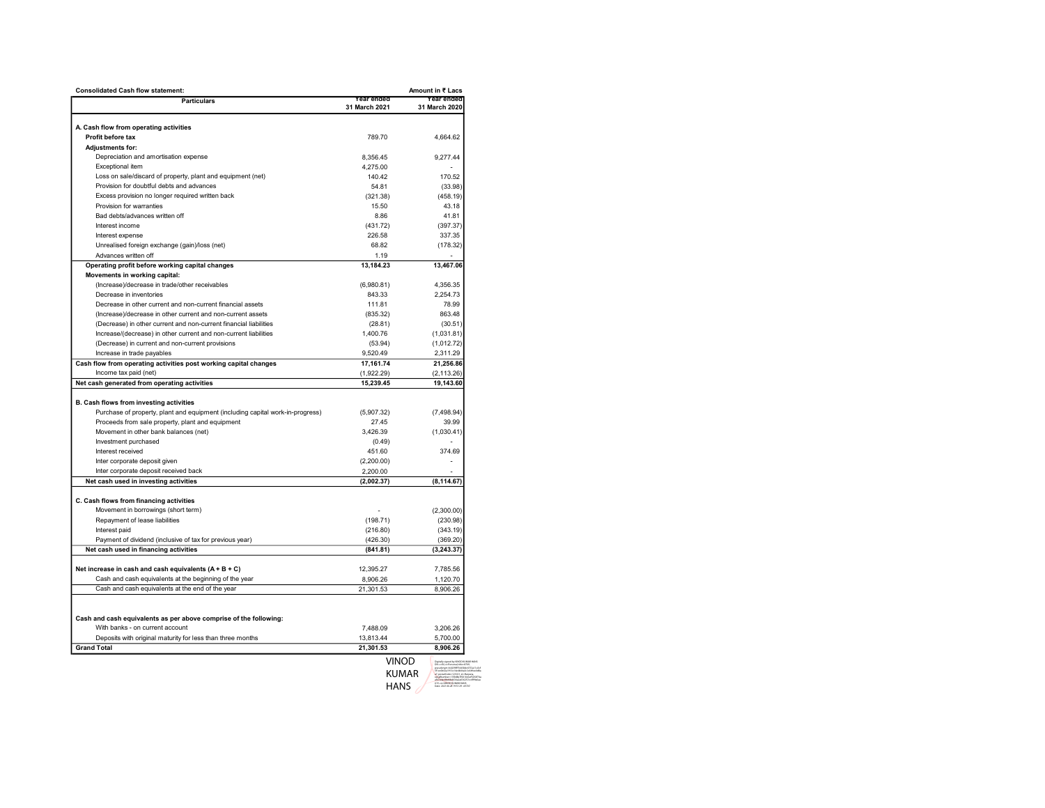**Consolidated Cash flow statement:**

Amount in ₹ Lacs

| Particulars | Year ended 31 March 2021 | Year ended 31 March 2020 |
|---|---|---|
| **A. Cash flow from operating activities** | | |
| **Profit before tax** | 789.70 | 4,664.62 |
| **Adjustments for:** | | |
| Depreciation and amortisation expense | 8,356.45 | 9,277.44 |
| Exceptional item | 4,275.00 | - |
| Loss on sale/discard of property, plant and equipment (net) | 140.42 | 170.52 |
| Provision for doubtful debts and advances | 54.81 | (33.98) |
| Excess provision no longer required written back | (321.38) | (458.19) |
| Provision for warranties | 15.50 | 43.18 |
| Bad debts/advances written off | 8.86 | 41.81 |
| Interest income | (431.72) | (397.37) |
| Interest expense | 226.58 | 337.35 |
| Unrealised foreign exchange (gain)/loss (net) | 68.82 | (178.32) |
| Advances written off | 1.19 | - |
| **Operating profit before working capital changes** | **13,184.23** | **13,467.06** |
| **Movements in working capital:** | | |
| (Increase)/decrease in trade/other receivables | (6,980.81) | 4,356.35 |
| Decrease in inventories | 843.33 | 2,254.73 |
| Decrease in other current and non-current financial assets | 111.81 | 78.99 |
| (Increase)/decrease in other current and non-current assets | (835.32) | 863.48 |
| (Decrease) in other current and non-current financial liabilities | (28.81) | (30.51) |
| Increase/(decrease) in other current and non-current liabilities | 1,400.76 | (1,031.81) |
| (Decrease) in current and non-current provisions | (53.94) | (1,012.72) |
| Increase in trade payables | 9,520.49 | 2,311.29 |
| **Cash flow from operating activities post working capital changes** | **17,161.74** | **21,256.86** |
| Income tax paid (net) | (1,922.29) | (2,113.26) |
| **Net cash generated from operating activities** | **15,239.45** | **19,143.60** |
| | | |
| **B. Cash flows from investing activities** | | |
| Purchase of property, plant and equipment (including capital work-in-progress) | (5,907.32) | (7,498.94) |
| Proceeds from sale property, plant and equipment | 27.45 | 39.99 |
| Movement in other bank balances (net) | 3,426.39 | (1,030.41) |
| Investment purchased | (0.49) | - |
| Interest received | 451.60 | 374.69 |
| Inter corporate deposit given | (2,200.00) | - |
| Inter corporate deposit received back | 2,200.00 | - |
| **Net cash used in investing activities** | **(2,002.37)** | **(8,114.67)** |
| | | |
| **C. Cash flows from financing activities** | | |
| Movement in borrowings (short term) | - | (2,300.00) |
| Repayment of lease liabilities | (198.71) | (230.98) |
| Interest paid | (216.80) | (343.19) |
| Payment of dividend (inclusive of tax for previous year) | (426.30) | (369.20) |
| **Net cash used in financing activities** | **(841.81)** | **(3,243.37)** |
| | | |
| **Net increase in cash and cash equivalents (A + B + C)** | 12,395.27 | 7,785.56 |
| Cash and cash equivalents at the beginning of the year | 8,906.26 | 1,120.70 |
| Cash and cash equivalents at the end of the year | 21,301.53 | 8,906.26 |
| | | |
| **Cash and cash equivalents as per above comprise of the following:** | | |
| With banks - on current account | 7,488.09 | 3,206.26 |
| Deposits with original maturity for less than three months | 13,813.44 | 5,700.00 |
| **Grand Total** | **21,301.53** | **8,906.26** |

VINOD KUMAR HANS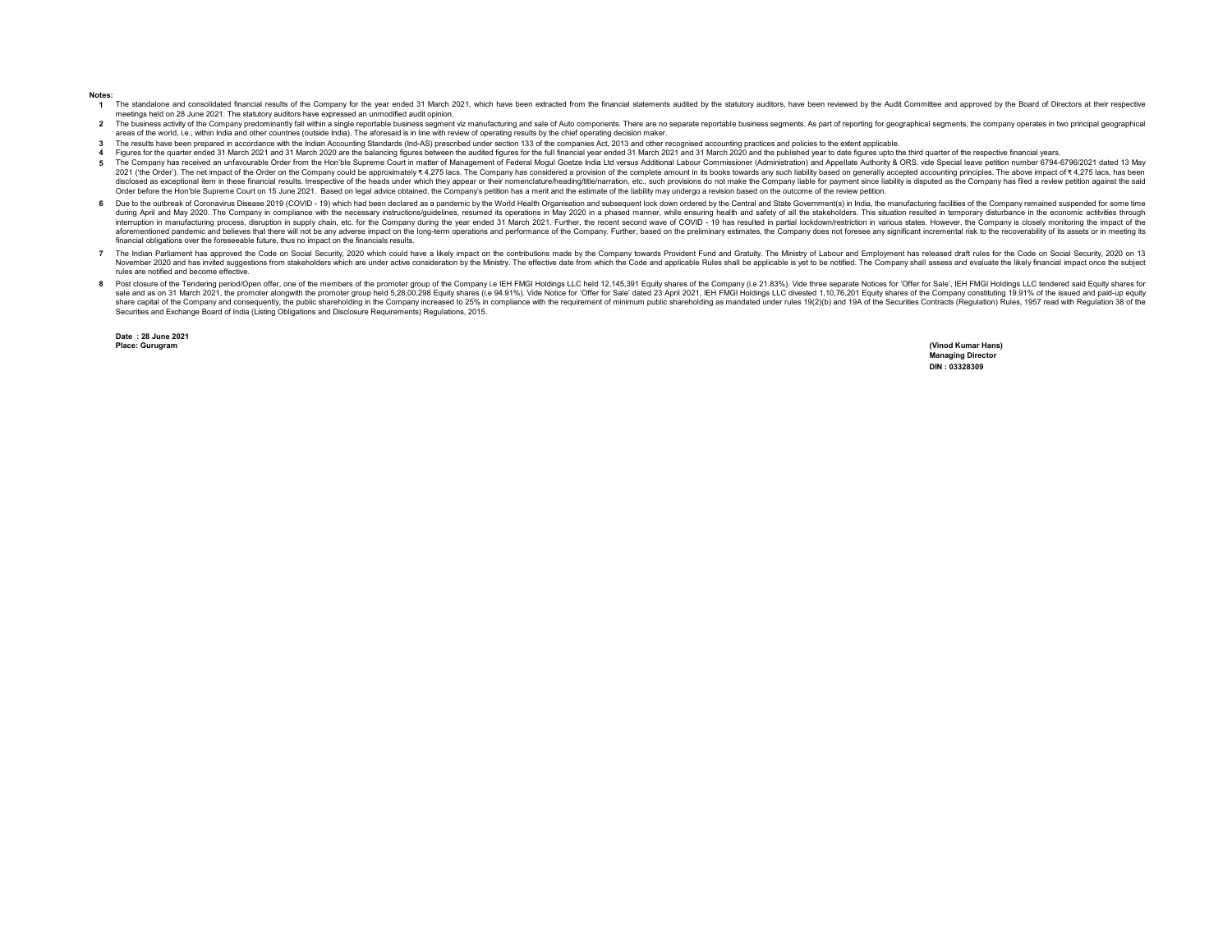**Notes:**

1. The standalone and consolidated financial results of the Company for the year ended 31 March 2021, which have been extracted from the financial statements audited by the statutory auditors, have been reviewed by the Audit Committee and approved by the Board of Directors at their respective meetings held on 28 June 2021. The statutory auditors have expressed an unmodified audit opinion.
2. The business activity of the Company predominantly fall within a single reportable business segment viz manufacturing and sale of Auto components. There are no separate reportable business segments. As part of reporting for geographical segments, the company operates in two principal geographical areas of the world, i.e., within India and other countries (outside India). The aforesaid is in line with review of operating results by the chief operating decision maker.
3. The results have been prepared in accordance with the Indian Accounting Standards (Ind-AS) prescribed under section 133 of the companies Act, 2013 and other recognised accounting practices and policies to the extent applicable.
4. Figures for the quarter ended 31 March 2021 and 31 March 2020 are the balancing figures between the audited figures for the full financial year ended 31 March 2021 and 31 March 2020 and the published year to date figures upto the third quarter of the respective financial years.
5. The Company has received an unfavourable Order from the Hon'ble Supreme Court in matter of Management of Federal Mogul Goetze India Ltd versus Additional Labour Commissioner (Administration) and Appellate Authority & ORS. vide Special leave petition number 6794-6796/2021 dated 13 May 2021 ('the Order'). The net impact of the Order on the Company could be approximately ₹ 4,275 lacs. The Company has considered a provision of the complete amount in its books towards any such liability based on generally accepted accounting principles. The above impact of ₹ 4,275 lacs, has been disclosed as exceptional item in these financial results. Irrespective of the heads under which they appear or their nomenclature/heading/title/narration, etc., such provisions do not make the Company liable for payment since liability is disputed as the Company has filed a review petition against the said Order before the Hon'ble Supreme Court on 15 June 2021. Based on legal advice obtained, the Company's petition has a merit and the estimate of the liability may undergo a revision based on the outcome of the review petition.
6. Due to the outbreak of Coronavirus Disease 2019 (COVID - 19) which had been declared as a pandemic by the World Health Organisation and subsequent lock down ordered by the Central and State Government(s) in India, the manufacturing facilities of the Company remained suspended for some time during April and May 2020. The Company in compliance with the necessary instructions/guidelines, resumed its operations in May 2020 in a phased manner, while ensuring health and safety of all the stakeholders. This situation resulted in temporary disturbance in the economic actitvities through interruption in manufacturing process, disruption in supply chain, etc. for the Company during the year ended 31 March 2021. Further, the recent second wave of COVID - 19 has resulted in partial lockdown/restriction in various states. However, the Company is closely monitoring the impact of the aforementioned pandemic and believes that there will not be any adverse impact on the long-term operations and performance of the Company. Further, based on the preliminary estimates, the Company does not foresee any significant incremental risk to the recoverability of its assets or in meeting its financial obligations over the foreseeable future, thus no impact on the financials results.
7. The Indian Parliament has approved the Code on Social Security, 2020 which could have a likely impact on the contributions made by the Company towards Provident Fund and Gratuity. The Ministry of Labour and Employment has released draft rules for the Code on Social Security, 2020 on 13 November 2020 and has invited suggestions from stakeholders which are under active consideration by the Ministry. The effective date from which the Code and applicable Rules shall be applicable is yet to be notified. The Company shall assess and evaluate the likely financial impact once the subject rules are notified and become effective.
8. Post closure of the Tendering period/Open offer, one of the members of the promoter group of the Company i.e IEH FMGI Holdings LLC held 12,145,391 Equity shares of the Company (i.e 21.83%). Vide three separate Notices for 'Offer for Sale', IEH FMGI Holdings LLC tendered said Equity shares for sale and as on 31 March 2021, the promoter alongwith the promoter group held 5,28,00,298 Equity shares (i.e 94.91%). Vide Notice for 'Offer for Sale' dated 23 April 2021, IEH FMGI Holdings LLC divested 1,10,76,201 Equity shares of the Company constituting 19.91% of the issued and paid-up equity share capital of the Company and consequently, the public shareholding in the Company increased to 25% in compliance with the requirement of minimum public shareholding as mandated under rules 19(2)(b) and 19A of the Securities Contracts (Regulation) Rules, 1957 read with Regulation 38 of the Securities and Exchange Board of India (Listing Obligations and Disclosure Requirements) Regulations, 2015.

**Date : 28 June 2021**
**Place: Gurugram**

**(Vinod Kumar Hans)**
**Managing Director**
**DIN : 03328309**